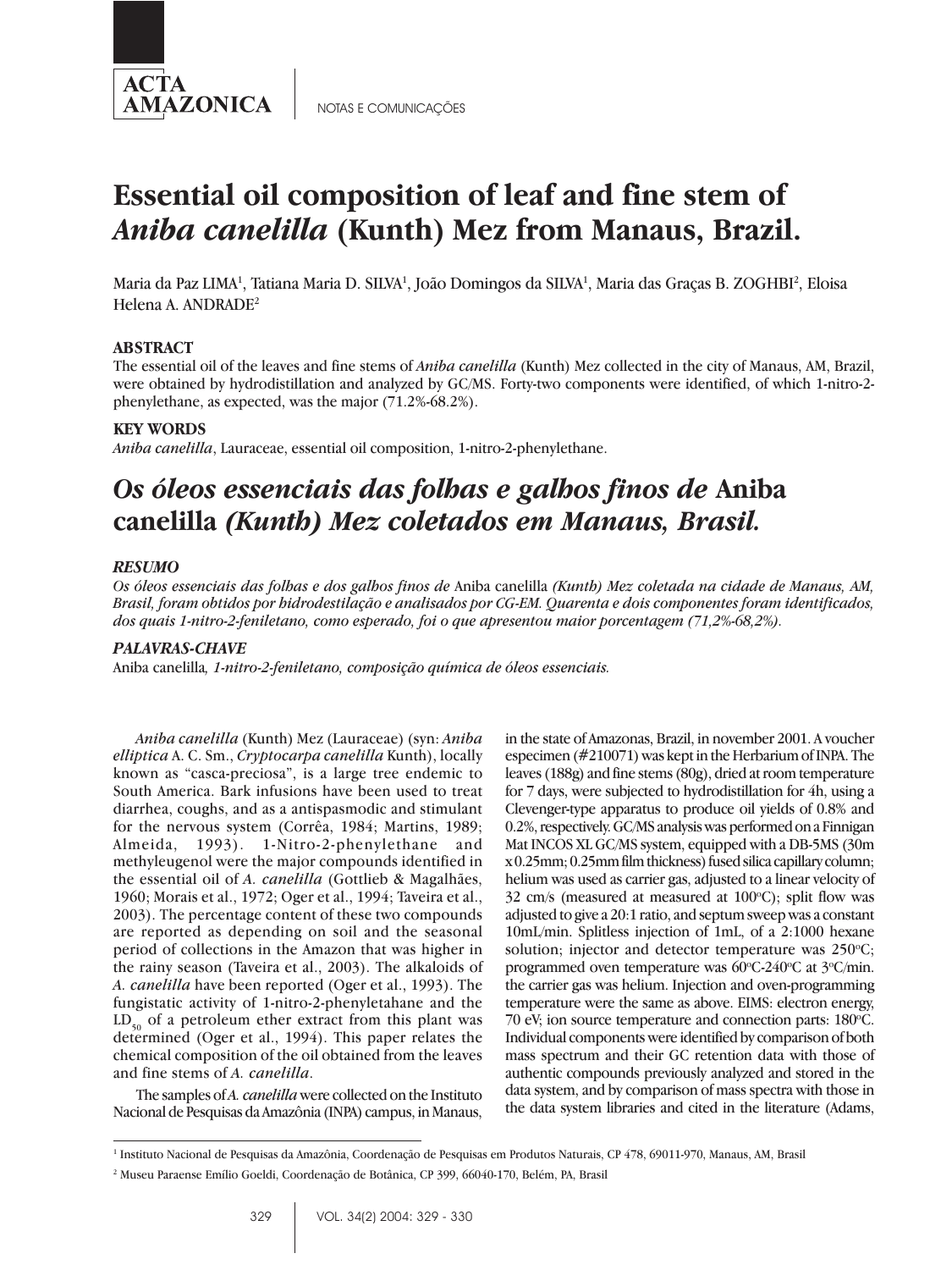ACTA AMAZONICA

NOTAS E COMUNICAÇÕES

# Essential oil composition of leaf and fine stem of *Aniba canelilla* (Kunth) Mez from Manaus, Brazil.

Maria da Paz LIMA[1], Tatiana Maria D. SILVA[1], João Domingos da SILVA[1], Maria das Graças B. ZOGHBI[2], Eloisa Helena A. ANDRADE[2]

### ABSTRACT

The essential oil of the leaves and fine stems of *Aniba canelilla* (Kunth) Mez collected in the city of Manaus, AM, Brazil, were obtained by hydrodistillation and analyzed by GC/MS. Forty-two components were identified, of which 1-nitro-2-phenylethane, as expected, was the major (71.2%-68.2%).

### KEY WORDS

*Aniba canelilla*, Lauraceae, essential oil composition, 1-nitro-2-phenylethane.

# *Os óleos essenciais das folhas e galhos finos de* Aniba canelilla *(Kunth) Mez coletados em Manaus, Brasil.*

### *RESUMO*

*Os óleos essenciais das folhas e dos galhos finos de* Aniba canelilla *(Kunth) Mez coletada na cidade de Manaus, AM, Brasil, foram obtidos por hidrodestilação e analisados por CG-EM. Quarenta e dois componentes foram identificados, dos quais 1-nitro-2-feniletano, como esperado, foi o que apresentou maior porcentagem (71,2%-68,2%).*

### *PALAVRAS-CHAVE*

Aniba canelilla*, 1-nitro-2-feniletano, composição química de óleos essenciais.*

*Aniba canelilla* (Kunth) Mez (Lauraceae) (syn: *Aniba elliptica* A. C. Sm., *Cryptocarpa canelilla* Kunth), locally known as "casca-preciosa", is a large tree endemic to South America. Bark infusions have been used to treat diarrhea, coughs, and as a antispasmodic and stimulant for the nervous system (Corrêa, 1984; Martins, 1989; Almeida, 1993). 1-Nitro-2-phenylethane and methyleugenol were the major compounds identified in the essential oil of *A. canelilla* (Gottlieb & Magalhães, 1960; Morais et al., 1972; Oger et al., 1994; Taveira et al., 2003). The percentage content of these two compounds are reported as depending on soil and the seasonal period of collections in the Amazon that was higher in the rainy season (Taveira et al., 2003). The alkaloids of *A. canelilla* have been reported (Oger et al., 1993). The fungistatic activity of 1-nitro-2-phenyletahane and the $LD_{50}$ of a petroleum ether extract from this plant was determined (Oger et al., 1994). This paper relates the chemical composition of the oil obtained from the leaves and fine stems of *A. canelilla*.

The samples of *A. canelilla* were collected on the Instituto Nacional de Pesquisas da Amazônia (INPA) campus, in Manaus, in the state of Amazonas, Brazil, in november 2001. A voucher especimen (#210071) was kept in the Herbarium of INPA. The leaves (188g) and fine stems (80g), dried at room temperature for 7 days, were subjected to hydrodistillation for 4h, using a Clevenger-type apparatus to produce oil yields of 0.8% and 0.2%, respectively. GC/MS analysis was performed on a Finnigan Mat INCOS XL GC/MS system, equipped with a DB-5MS (30m x 0.25mm; 0.25mm film thickness) fused silica capillary column; helium was used as carrier gas, adjusted to a linear velocity of 32 cm/s (measured at measured at 100°C); split flow was adjusted to give a 20:1 ratio, and septum sweep was a constant 10mL/min. Splitless injection of 1mL, of a 2:1000 hexane solution; injector and detector temperature was 250°C; programmed oven temperature was 60°C-240°C at 3°C/min. the carrier gas was helium. Injection and oven-programming temperature were the same as above. EIMS: electron energy, 70 eV; ion source temperature and connection parts: 180°C. Individual components were identified by comparison of both mass spectrum and their GC retention data with those of authentic compounds previously analyzed and stored in the data system, and by comparison of mass spectra with those in the data system libraries and cited in the literature (Adams,

[1] Instituto Nacional de Pesquisas da Amazônia, Coordenação de Pesquisas em Produtos Naturais, CP 478, 69011-970, Manaus, AM, Brasil

[2] Museu Paraense Emílio Goeldi, Coordenação de Botânica, CP 399, 66040-170, Belém, PA, Brasil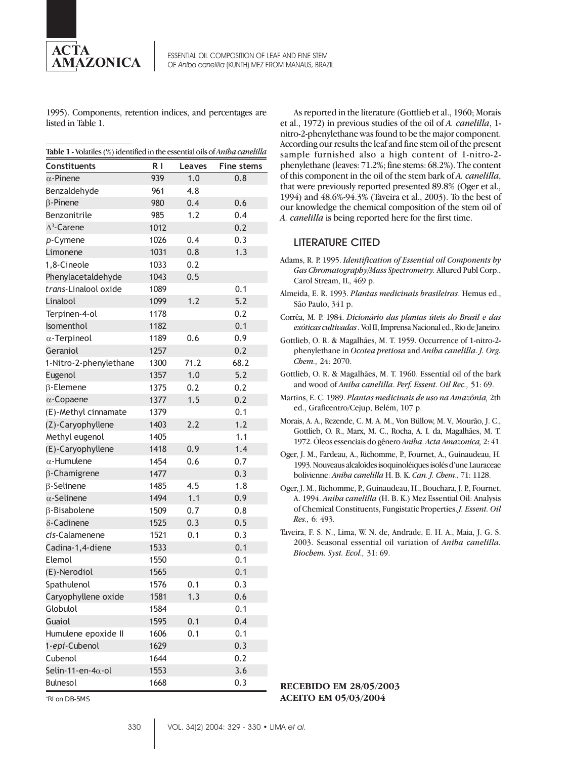1995). Components, retention indices, and percentages are listed in Table 1.

**Table 1 -** Volatiles (%) identified in the essential oils of *Aniba canelilla*

| Constituents | R I | Leaves | Fine stems |
|---|---|---|---|
| $\alpha$-Pinene | 939 | 1.0 | 0.8 |
| Benzaldehyde | 961 | 4.8 | |
| $\beta$-Pinene | 980 | 0.4 | 0.6 |
| Benzonitrile | 985 | 1.2 | 0.4 |
| $\Delta^3$-Carene | 1012 | | 0.2 |
| *p*-Cymene | 1026 | 0.4 | 0.3 |
| Limonene | 1031 | 0.8 | 1.3 |
| 1,8-Cineole | 1033 | 0.2 | |
| Phenylacetaldehyde | 1043 | 0.5 | |
| *trans*-Linalool oxide | 1089 | | 0.1 |
| Linalool | 1099 | 1.2 | 5.2 |
| Terpinen-4-ol | 1178 | | 0.2 |
| Isomenthol | 1182 | | 0.1 |
| $\alpha$-Terpineol | 1189 | 0.6 | 0.9 |
| Geraniol | 1257 | | 0.2 |
| 1-Nitro-2-phenylethane | 1300 | 71.2 | 68.2 |
| Eugenol | 1357 | 1.0 | 5.2 |
| $\beta$-Elemene | 1375 | 0.2 | 0.2 |
| $\alpha$-Copaene | 1377 | 1.5 | 0.2 |
| (E)-Methyl cinnamate | 1379 | | 0.1 |
| (Z)-Caryophyllene | 1403 | 2.2 | 1.2 |
| Methyl eugenol | 1405 | | 1.1 |
| (E)-Caryophyllene | 1418 | 0.9 | 1.4 |
| $\alpha$-Humulene | 1454 | 0.6 | 0.7 |
| $\beta$-Chamigrene | 1477 | | 0.3 |
| $\beta$-Selinene | 1485 | 4.5 | 1.8 |
| $\alpha$-Selinene | 1494 | 1.1 | 0.9 |
| $\beta$-Bisabolene | 1509 | 0.7 | 0.8 |
| $\delta$-Cadinene | 1525 | 0.3 | 0.5 |
| *cis*-Calamenene | 1521 | 0.1 | 0.3 |
| Cadina-1,4-diene | 1533 | | 0.1 |
| Elemol | 1550 | | 0.1 |
| (E)-Nerodiol | 1565 | | 0.1 |
| Spathulenol | 1576 | 0.1 | 0.3 |
| Caryophyllene oxide | 1581 | 1.3 | 0.6 |
| Globulol | 1584 | | 0.1 |
| Guaiol | 1595 | 0.1 | 0.4 |
| Humulene epoxide II | 1606 | 0.1 | 0.1 |
| 1-*epi*-Cubenol | 1629 | | 0.3 |
| Cubenol | 1644 | | 0.2 |
| Selin-11-en-4$\alpha$-ol | 1553 | | 3.6 |
| Bulnesol | 1668 | | 0.3 |

*RI on DB-5MS

As reported in the literature (Gottlieb et al., 1960; Morais et al., 1972) in previous studies of the oil of *A. canelilla*, 1-nitro-2-phenylethane was found to be the major component. According our results the leaf and fine stem oil of the present sample furnished also a high content of 1-nitro-2-phenylethane (leaves: 71.2%; fine stems: 68.2%). The content of this component in the oil of the stem bark of *A. canelilla*, that were previously reported presented 89.8% (Oger et al., 1994) and 48.6%-94.3% (Taveira et al., 2003). To the best of our knowledge the chemical composition of the stem oil of *A. canelilla* is being reported here for the first time.

## LITERATURE CITED

Adams, R. P. 1995. *Identification of Essential oil Components by Gas Chromatography/Mass Spectrometry.* Allured Publ Corp., Carol Stream, IL, 469 p.

Almeida, E. R. 1993. *Plantas medicinais brasileiras*. Hemus ed., São Paulo, 341 p.

Corrêa, M. P. 1984. *Dicionário das plantas úteis do Brasil e das exóticas cultivadas*. Vol II, Imprensa Nacional ed., Rio de Janeiro.

Gottlieb, O. R. & Magalhães, M. T. 1959. Occurrence of 1-nitro-2-phenylethane in *Ocotea pretiosa* and *Aniba canelilla*. *J. Org. Chem.,* 24: 2070.

Gottlieb, O. R. & Magalhães, M. T. 1960. Essential oil of the bark and wood of *Aniba canelilla*. *Perf. Essent. Oil Rec.,* 51: 69.

Martins, E. C. 1989. *Plantas medicinais de uso na Amazônia,* 2th ed., Graficentro/Cejup, Belém, 107 p.

Morais, A. A., Rezende, C. M. A. M., Von Büllow, M. V., Mourão, J. C., Gottlieb, O. R., Marx, M. C., Rocha, A. I. da, Magalhães, M. T. 1972. Óleos essenciais do gênero *Aniba*. *Acta Amazonica,* 2: 41.

Oger, J. M., Fardeau, A., Richomme, P., Fournet, A., Guinaudeau, H. 1993. Nouveaux alcaloïdes isoquinoléiques isolés d'une Lauraceae bolivienne: *Aniba canelilla* H. B. K. *Can. J. Chem*., 71: 1128.

Oger, J. M., Richomme, P., Guinaudeau, H., Bouchara, J. P., Fournet, A. 1994. *Aniba canelilla* (H. B. K.) Mez Essential Oil: Analysis of Chemical Constituents, Fungistatic Properties. *J. Essent. Oil Res.,* 6: 493.

Taveira, F. S. N., Lima, W. N. de, Andrade, E. H. A., Maia, J. G. S. 2003. Seasonal essential oil variation of *Aniba canelilla*. *Biochem. Syst. Ecol.,* 31: 69.

**RECEBIDO EM 28/05/2003**
**ACEITO EM 05/03/2004**